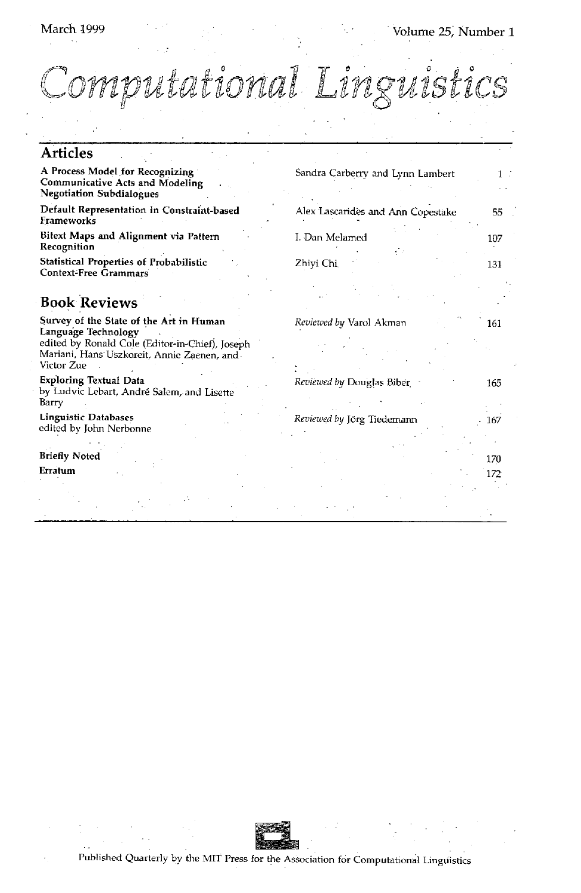March 1999 Volume 25, Number 1

# Computational Linguistics

## Articles

| | | |
|---|---|---|
| **A Process Model for Recognizing Communicative Acts and Modeling Negotiation Subdialogues** | Sandra Carberry and Lynn Lambert | 1 |
| **Default Representation in Constraint-based Frameworks** | Alex Lascarides and Ann Copestake | 55 |
| **Bitext Maps and Alignment via Pattern Recognition** | I. Dan Melamed | 107 |
| **Statistical Properties of Probabilistic Context-Free Grammars** | Zhiyi Chi | 131 |

## Book Reviews

| | | |
|---|---|---|
| **Survey of the State of the Art in Human Language Technology** edited by Ronald Cole (Editor-in-Chief), Joseph Mariani, Hans Uszkoreit, Annie Zaenen, and Victor Zue | *Reviewed by* Varol Akman | 161 |
| **Exploring Textual Data** by Ludvic Lebart, André Salem, and Lisette Barry | *Reviewed by* Douglas Biber | 165 |
| **Linguistic Databases** edited by John Nerbonne | *Reviewed by* Jörg Tiedemann | 167 |
| **Briefly Noted** | | 170 |
| **Erratum** | | 172 |

Published Quarterly by the MIT Press for the Association for Computational Linguistics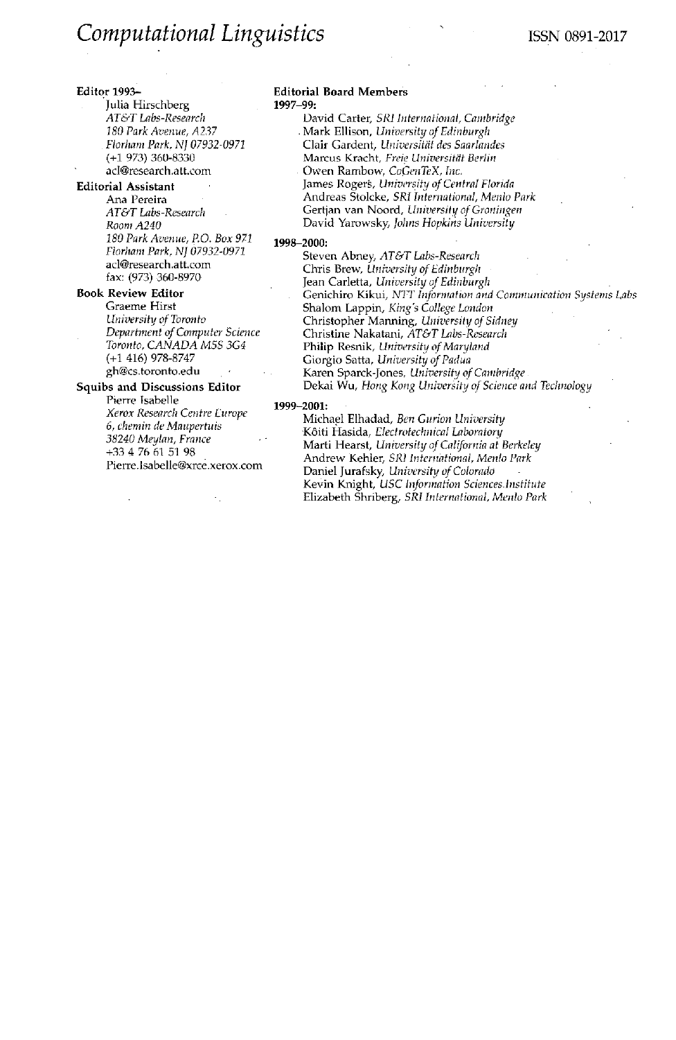# *Computational Linguistics*

ISSN 0891-2017

**Editor 1993–**

Julia Hirschberg
*AT&T Labs-Research*
*180 Park Avenue, A237*
*Florham Park, NJ 07932-0971*
(+1 973) 360-8330
acl@research.att.com

**Editorial Assistant**

Ana Pereira
*AT&T Labs-Research*
*Room A240*
*180 Park Avenue, P.O. Box 971*
*Florham Park, NJ 07932-0971*
acl@research.att.com
fax: (973) 360-8970

**Book Review Editor**

Graeme Hirst
*University of Toronto*
*Department of Computer Science*
*Toronto, CANADA M5S 3G4*
(+1 416) 978-8747
gh@cs.toronto.edu

**Squibs and Discussions Editor**

Pierre Isabelle
*Xerox Research Centre Europe*
*6, chemin de Maupertuis*
*38240 Meylan, France*
+33 4 76 61 51 98
Pierre.Isabelle@xrce.xerox.com

**Editorial Board Members**

**1997–99:**

David Carter, *SRI International, Cambridge*
Mark Ellison, *University of Edinburgh*
Clair Gardent, *Universität des Saarlandes*
Marcus Kracht, *Freie Universität Berlin*
Owen Rambow, *CoGenTeX, Inc.*
James Rogers, *University of Central Florida*
Andreas Stolcke, *SRI International, Menlo Park*
Gertjan van Noord, *University of Groningen*
David Yarowsky, *Johns Hopkins University*

**1998–2000:**

Steven Abney, *AT&T Labs-Research*
Chris Brew, *University of Edinburgh*
Jean Carletta, *University of Edinburgh*
Genichiro Kikui, *NTT Information and Communication Systems Labs*
Shalom Lappin, *King's College London*
Christopher Manning, *University of Sidney*
Christine Nakatani, *AT&T Labs-Research*
Philip Resnik, *University of Maryland*
Giorgio Satta, *University of Padua*
Karen Sparck-Jones, *University of Cambridge*
Dekai Wu, *Hong Kong University of Science and Technology*

**1999–2001:**

Michael Elhadad, *Ben Gurion University*
Kôiti Hasida, *Electrotechnical Laboratory*
Marti Hearst, *University of California at Berkeley*
Andrew Kehler, *SRI International, Menlo Park*
Daniel Jurafsky, *University of Colorado*
Kevin Knight, *USC Information Sciences Institute*
Elizabeth Shriberg, *SRI International, Menlo Park*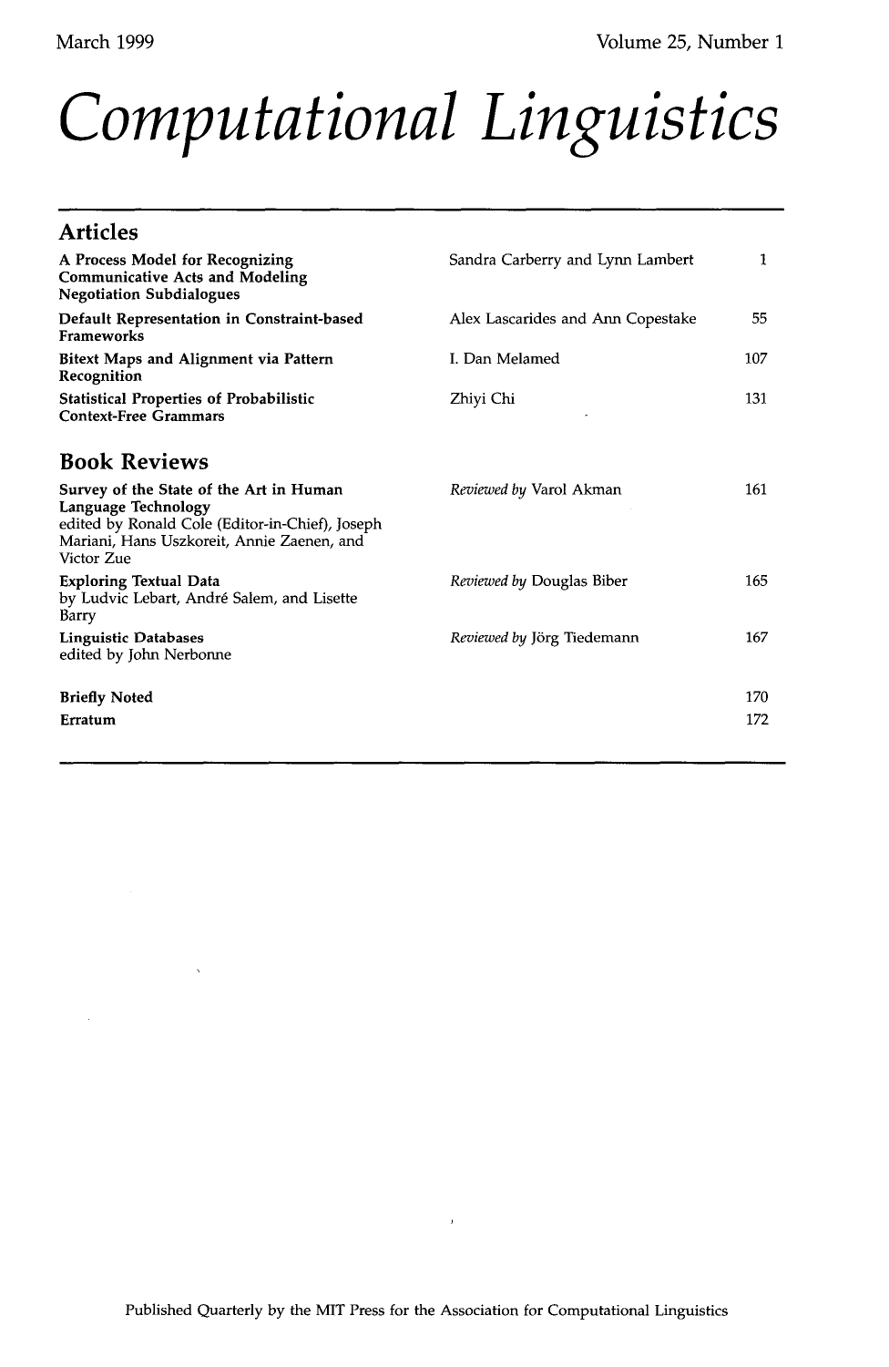March 1999

Volume 25, Number 1

# Computational Linguistics

## Articles

| | | |
|---|---|---|
| **A Process Model for Recognizing Communicative Acts and Modeling Negotiation Subdialogues** | Sandra Carberry and Lynn Lambert | 1 |
| **Default Representation in Constraint-based Frameworks** | Alex Lascarides and Ann Copestake | 55 |
| **Bitext Maps and Alignment via Pattern Recognition** | I. Dan Melamed | 107 |
| **Statistical Properties of Probabilistic Context-Free Grammars** | Zhiyi Chi | 131 |

## Book Reviews

| | | |
|---|---|---|
| **Survey of the State of the Art in Human Language Technology** edited by Ronald Cole (Editor-in-Chief), Joseph Mariani, Hans Uszkoreit, Annie Zaenen, and Victor Zue | *Reviewed by* Varol Akman | 161 |
| **Exploring Textual Data** by Ludvic Lebart, André Salem, and Lisette Barry | *Reviewed by* Douglas Biber | 165 |
| **Linguistic Databases** edited by John Nerbonne | *Reviewed by* Jörg Tiedemann | 167 |

| | |
|---|---|
| **Briefly Noted** | 170 |
| **Erratum** | 172 |

Published Quarterly by the MIT Press for the Association for Computational Linguistics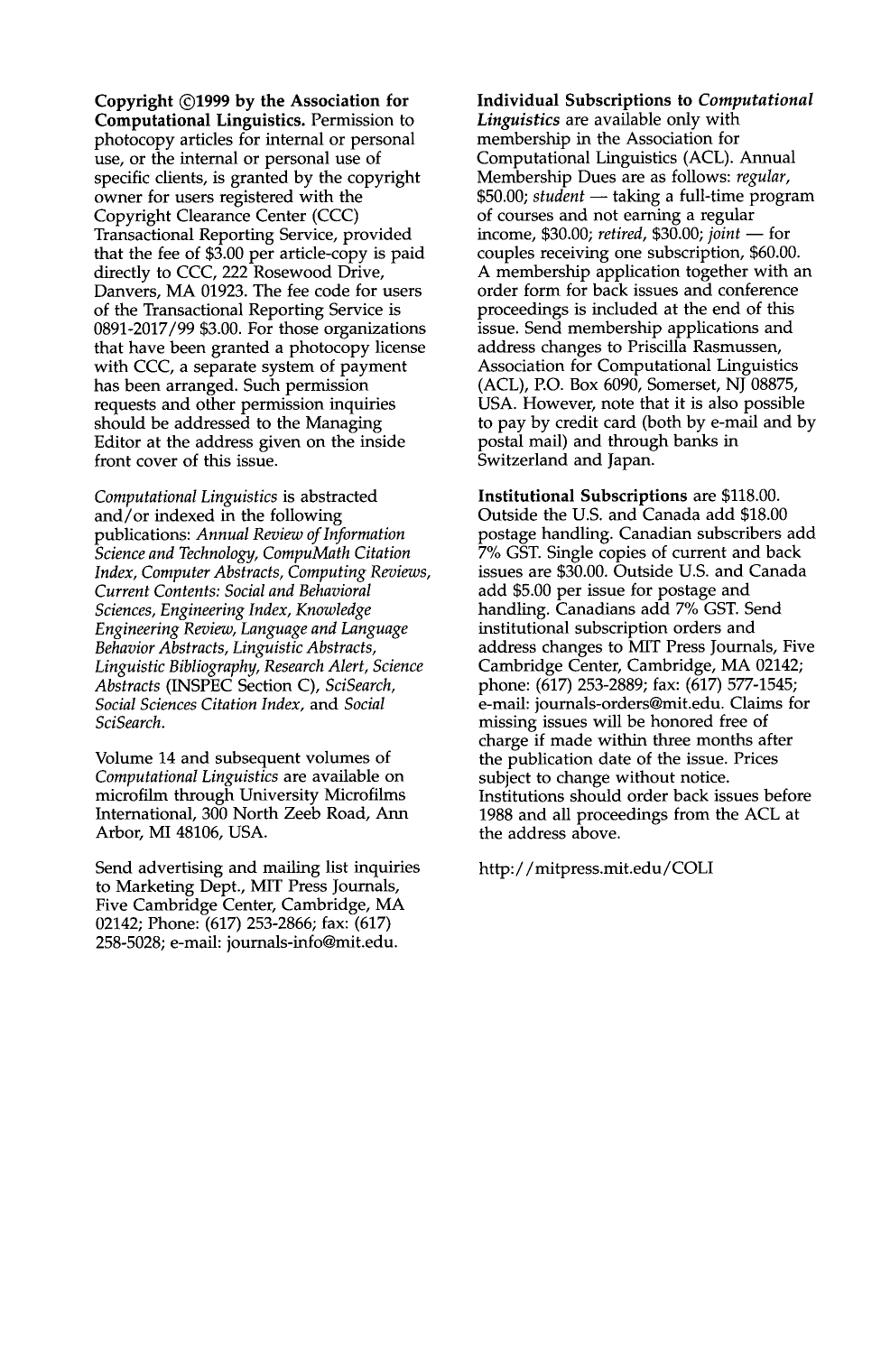**Copyright ©1999 by the Association for Computational Linguistics.** Permission to photocopy articles for internal or personal use, or the internal or personal use of specific clients, is granted by the copyright owner for users registered with the Copyright Clearance Center (CCC) Transactional Reporting Service, provided that the fee of $3.00 per article-copy is paid directly to CCC, 222 Rosewood Drive, Danvers, MA 01923. The fee code for users of the Transactional Reporting Service is 0891-2017/99 $3.00. For those organizations that have been granted a photocopy license with CCC, a separate system of payment has been arranged. Such permission requests and other permission inquiries should be addressed to the Managing Editor at the address given on the inside front cover of this issue.

*Computational Linguistics* is abstracted and/or indexed in the following publications: *Annual Review of Information Science and Technology, CompuMath Citation Index, Computer Abstracts, Computing Reviews, Current Contents: Social and Behavioral Sciences, Engineering Index, Knowledge Engineering Review, Language and Language Behavior Abstracts, Linguistic Abstracts, Linguistic Bibliography, Research Alert, Science Abstracts* (INSPEC Section C), *SciSearch, Social Sciences Citation Index*, and *Social SciSearch*.

Volume 14 and subsequent volumes of *Computational Linguistics* are available on microfilm through University Microfilms International, 300 North Zeeb Road, Ann Arbor, MI 48106, USA.

Send advertising and mailing list inquiries to Marketing Dept., MIT Press Journals, Five Cambridge Center, Cambridge, MA 02142; Phone: (617) 253-2866; fax: (617) 258-5028; e-mail: journals-info@mit.edu.

**Individual Subscriptions to *Computational Linguistics*** are available only with membership in the Association for Computational Linguistics (ACL). Annual Membership Dues are as follows: *regular*, $50.00; *student* — taking a full-time program of courses and not earning a regular income, $30.00; *retired*, $30.00; *joint* — for couples receiving one subscription, $60.00. A membership application together with an order form for back issues and conference proceedings is included at the end of this issue. Send membership applications and address changes to Priscilla Rasmussen, Association for Computational Linguistics (ACL), P.O. Box 6090, Somerset, NJ 08875, USA. However, note that it is also possible to pay by credit card (both by e-mail and by postal mail) and through banks in Switzerland and Japan.

**Institutional Subscriptions** are $118.00. Outside the U.S. and Canada add $18.00 postage handling. Canadian subscribers add 7% GST. Single copies of current and back issues are $30.00. Outside U.S. and Canada add $5.00 per issue for postage and handling. Canadians add 7% GST. Send institutional subscription orders and address changes to MIT Press Journals, Five Cambridge Center, Cambridge, MA 02142; phone: (617) 253-2889; fax: (617) 577-1545; e-mail: journals-orders@mit.edu. Claims for missing issues will be honored free of charge if made within three months after the publication date of the issue. Prices subject to change without notice. Institutions should order back issues before 1988 and all proceedings from the ACL at the address above.

http://mitpress.mit.edu/COLI